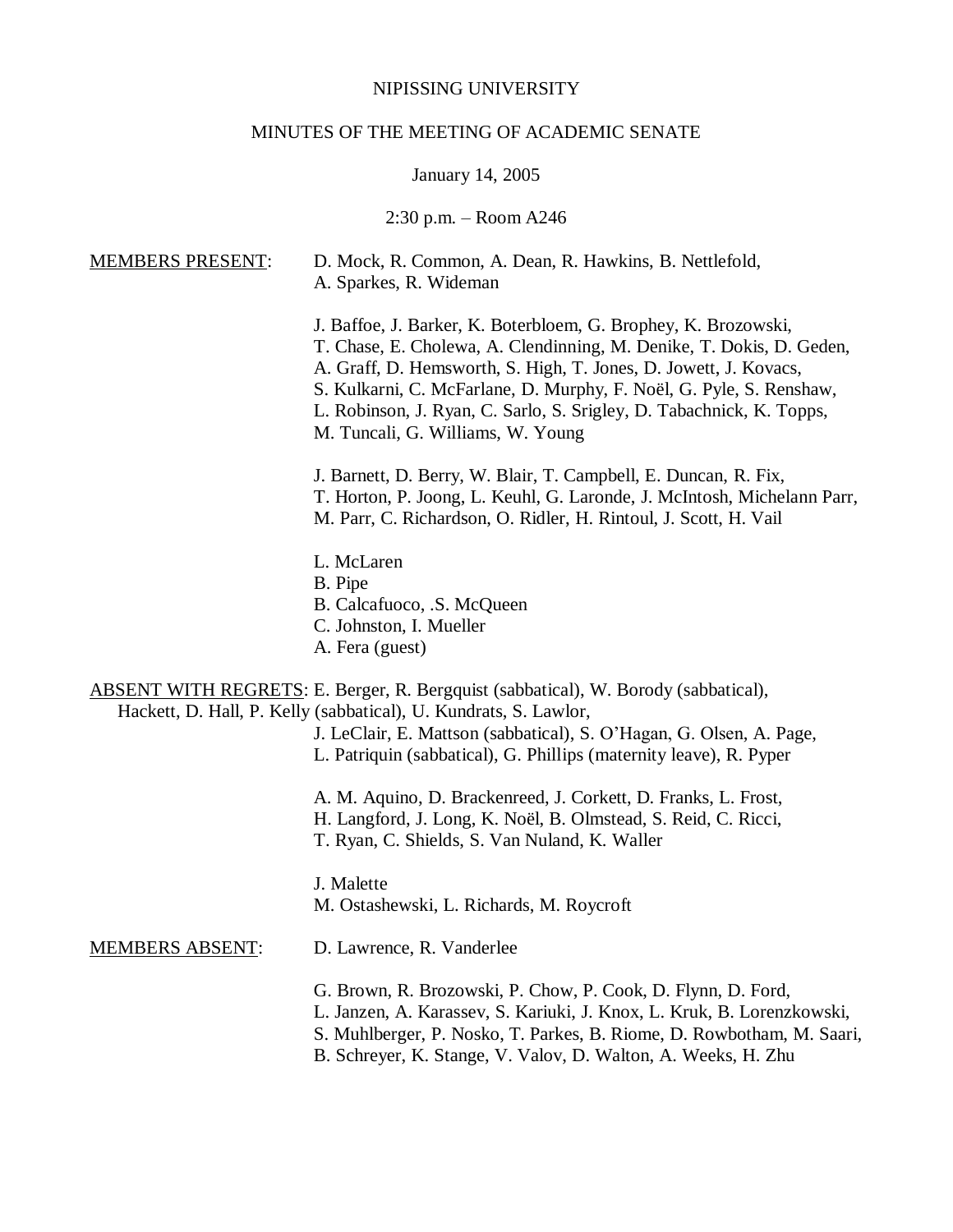NIPISSING UNIVERSITY

MINUTES OF THE MEETING OF ACADEMIC SENATE

January 14, 2005

2:30 p.m. – Room A246

MEMBERS PRESENT: D. Mock, R. Common, A. Dean, R. Hawkins, B. Nettlefold, A. Sparkes, R. Wideman

J. Baffoe, J. Barker, K. Boterbloem, G. Brophey, K. Brozowski, T. Chase, E. Cholewa, A. Clendinning, M. Denike, T. Dokis, D. Geden, A. Graff, D. Hemsworth, S. High, T. Jones, D. Jowett, J. Kovacs, S. Kulkarni, C. McFarlane, D. Murphy, F. Noël, G. Pyle, S. Renshaw, L. Robinson, J. Ryan, C. Sarlo, S. Srigley, D. Tabachnick, K. Topps, M. Tuncali, G. Williams, W. Young

J. Barnett, D. Berry, W. Blair, T. Campbell, E. Duncan, R. Fix, T. Horton, P. Joong, L. Keuhl, G. Laronde, J. McIntosh, Michelann Parr, M. Parr, C. Richardson, O. Ridler, H. Rintoul, J. Scott, H. Vail

L. McLaren
B. Pipe
B. Calcafuoco, .S. McQueen
C. Johnston, I. Mueller
A. Fera (guest)

ABSENT WITH REGRETS: E. Berger, R. Bergquist (sabbatical), W. Borody (sabbatical), Hackett, D. Hall, P. Kelly (sabbatical), U. Kundrats, S. Lawlor, J. LeClair, E. Mattson (sabbatical), S. O'Hagan, G. Olsen, A. Page, L. Patriquin (sabbatical), G. Phillips (maternity leave), R. Pyper

A. M. Aquino, D. Brackenreed, J. Corkett, D. Franks, L. Frost, H. Langford, J. Long, K. Noël, B. Olmstead, S. Reid, C. Ricci, T. Ryan, C. Shields, S. Van Nuland, K. Waller

J. Malette
M. Ostashewski, L. Richards, M. Roycroft

MEMBERS ABSENT: D. Lawrence, R. Vanderlee

G. Brown, R. Brozowski, P. Chow, P. Cook, D. Flynn, D. Ford, L. Janzen, A. Karassev, S. Kariuki, J. Knox, L. Kruk, B. Lorenzkowski, S. Muhlberger, P. Nosko, T. Parkes, B. Riome, D. Rowbotham, M. Saari, B. Schreyer, K. Stange, V. Valov, D. Walton, A. Weeks, H. Zhu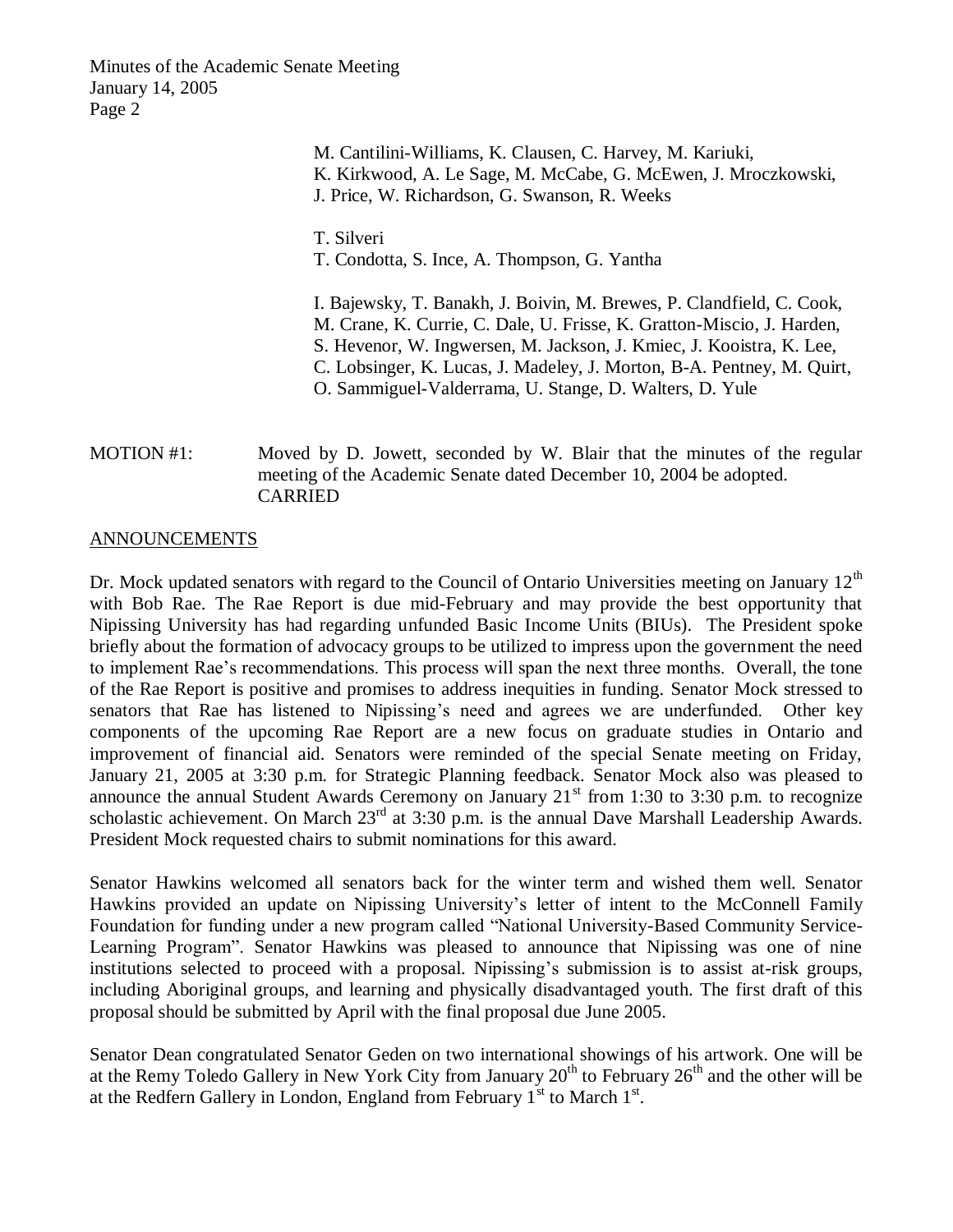M. Cantilini-Williams, K. Clausen, C. Harvey, M. Kariuki, K. Kirkwood, A. Le Sage, M. McCabe, G. McEwen, J. Mroczkowski, J. Price, W. Richardson, G. Swanson, R. Weeks

T. Silveri
T. Condotta, S. Ince, A. Thompson, G. Yantha

I. Bajewsky, T. Banakh, J. Boivin, M. Brewes, P. Clandfield, C. Cook, M. Crane, K. Currie, C. Dale, U. Frisse, K. Gratton-Miscio, J. Harden, S. Hevenor, W. Ingwersen, M. Jackson, J. Kmiec, J. Kooistra, K. Lee, C. Lobsinger, K. Lucas, J. Madeley, J. Morton, B-A. Pentney, M. Quirt, O. Sammiguel-Valderrama, U. Stange, D. Walters, D. Yule

MOTION #1: Moved by D. Jowett, seconded by W. Blair that the minutes of the regular meeting of the Academic Senate dated December 10, 2004 be adopted.
CARRIED

## ANNOUNCEMENTS

Dr. Mock updated senators with regard to the Council of Ontario Universities meeting on January 12th with Bob Rae. The Rae Report is due mid-February and may provide the best opportunity that Nipissing University has had regarding unfunded Basic Income Units (BIUs). The President spoke briefly about the formation of advocacy groups to be utilized to impress upon the government the need to implement Rae's recommendations. This process will span the next three months. Overall, the tone of the Rae Report is positive and promises to address inequities in funding. Senator Mock stressed to senators that Rae has listened to Nipissing's need and agrees we are underfunded. Other key components of the upcoming Rae Report are a new focus on graduate studies in Ontario and improvement of financial aid. Senators were reminded of the special Senate meeting on Friday, January 21, 2005 at 3:30 p.m. for Strategic Planning feedback. Senator Mock also was pleased to announce the annual Student Awards Ceremony on January 21st from 1:30 to 3:30 p.m. to recognize scholastic achievement. On March 23rd at 3:30 p.m. is the annual Dave Marshall Leadership Awards. President Mock requested chairs to submit nominations for this award.

Senator Hawkins welcomed all senators back for the winter term and wished them well. Senator Hawkins provided an update on Nipissing University's letter of intent to the McConnell Family Foundation for funding under a new program called "National University-Based Community Service-Learning Program". Senator Hawkins was pleased to announce that Nipissing was one of nine institutions selected to proceed with a proposal. Nipissing's submission is to assist at-risk groups, including Aboriginal groups, and learning and physically disadvantaged youth. The first draft of this proposal should be submitted by April with the final proposal due June 2005.

Senator Dean congratulated Senator Geden on two international showings of his artwork. One will be at the Remy Toledo Gallery in New York City from January 20th to February 26th and the other will be at the Redfern Gallery in London, England from February 1st to March 1st.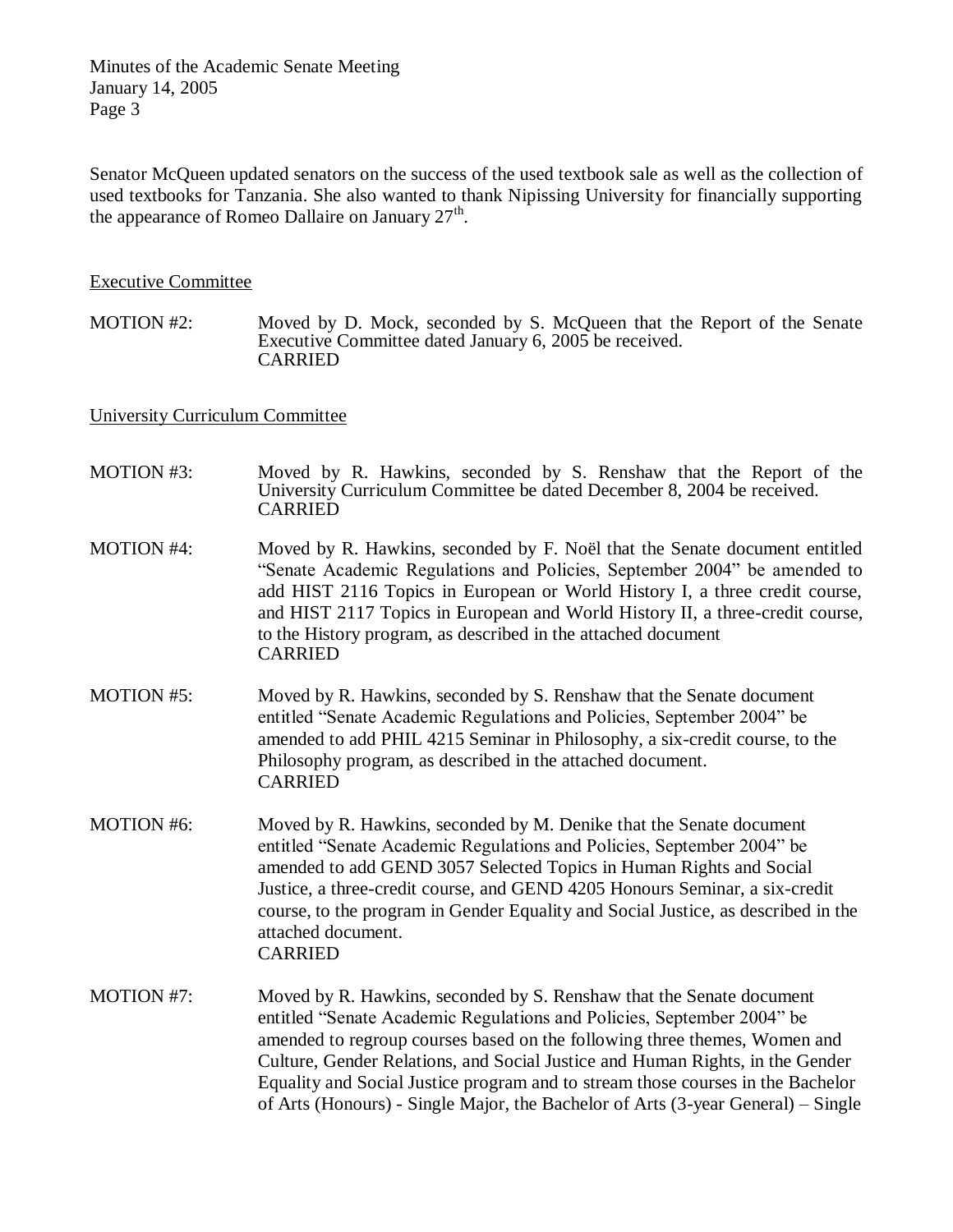Senator McQueen updated senators on the success of the used textbook sale as well as the collection of used textbooks for Tanzania. She also wanted to thank Nipissing University for financially supporting the appearance of Romeo Dallaire on January 27th.

Executive Committee

MOTION #2: Moved by D. Mock, seconded by S. McQueen that the Report of the Senate Executive Committee dated January 6, 2005 be received.
CARRIED

University Curriculum Committee

MOTION #3: Moved by R. Hawkins, seconded by S. Renshaw that the Report of the University Curriculum Committee be dated December 8, 2004 be received.
CARRIED

MOTION #4: Moved by R. Hawkins, seconded by F. Noël that the Senate document entitled "Senate Academic Regulations and Policies, September 2004" be amended to add HIST 2116 Topics in European or World History I, a three credit course, and HIST 2117 Topics in European and World History II, a three-credit course, to the History program, as described in the attached document
CARRIED

MOTION #5: Moved by R. Hawkins, seconded by S. Renshaw that the Senate document entitled "Senate Academic Regulations and Policies, September 2004" be amended to add PHIL 4215 Seminar in Philosophy, a six-credit course, to the Philosophy program, as described in the attached document.
CARRIED

MOTION #6: Moved by R. Hawkins, seconded by M. Denike that the Senate document entitled "Senate Academic Regulations and Policies, September 2004" be amended to add GEND 3057 Selected Topics in Human Rights and Social Justice, a three-credit course, and GEND 4205 Honours Seminar, a six-credit course, to the program in Gender Equality and Social Justice, as described in the attached document.
CARRIED

MOTION #7: Moved by R. Hawkins, seconded by S. Renshaw that the Senate document entitled "Senate Academic Regulations and Policies, September 2004" be amended to regroup courses based on the following three themes, Women and Culture, Gender Relations, and Social Justice and Human Rights, in the Gender Equality and Social Justice program and to stream those courses in the Bachelor of Arts (Honours) - Single Major, the Bachelor of Arts (3-year General) – Single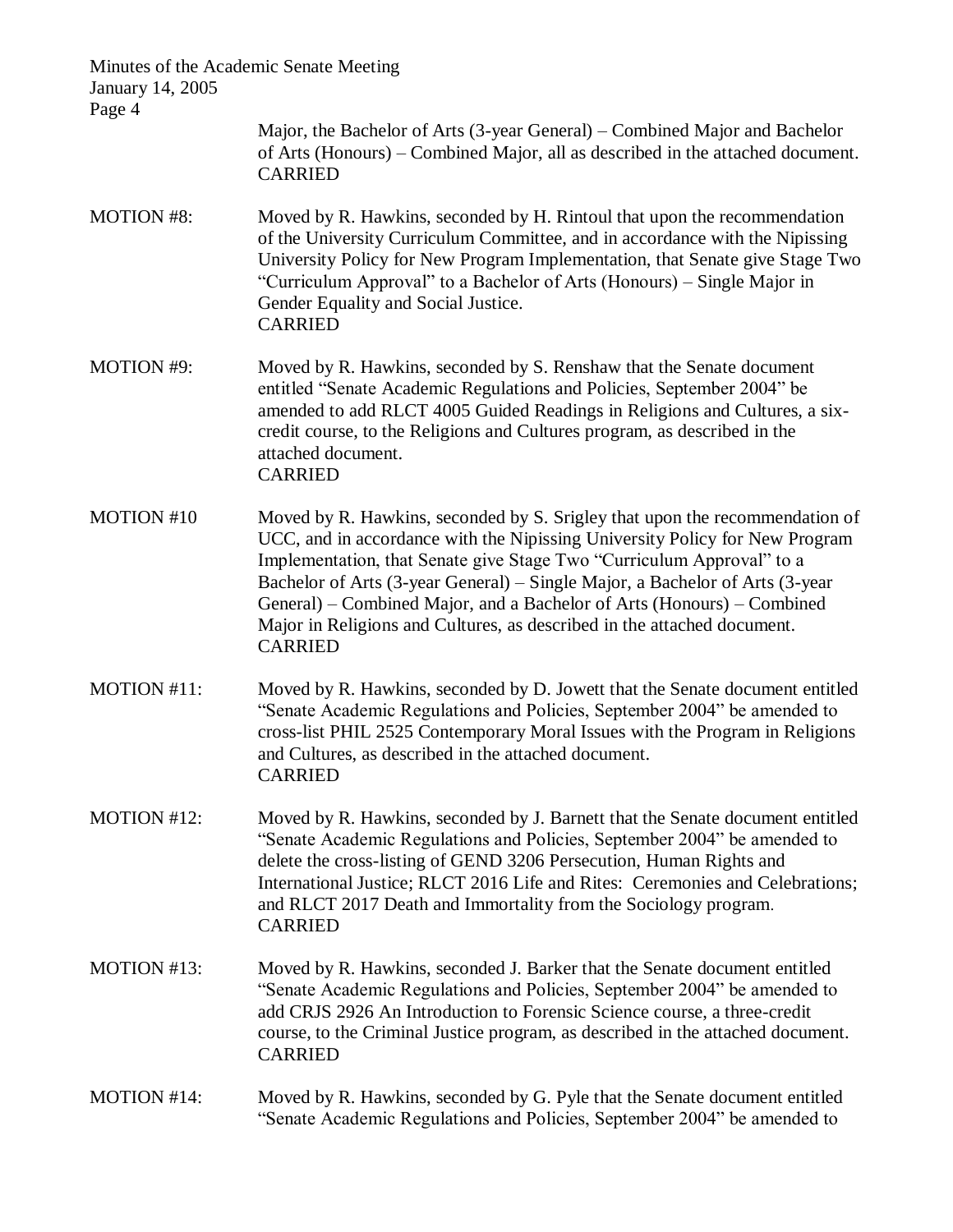Major, the Bachelor of Arts (3-year General) – Combined Major and Bachelor of Arts (Honours) – Combined Major, all as described in the attached document.
CARRIED

MOTION #8: Moved by R. Hawkins, seconded by H. Rintoul that upon the recommendation of the University Curriculum Committee, and in accordance with the Nipissing University Policy for New Program Implementation, that Senate give Stage Two "Curriculum Approval" to a Bachelor of Arts (Honours) – Single Major in Gender Equality and Social Justice.
CARRIED

MOTION #9: Moved by R. Hawkins, seconded by S. Renshaw that the Senate document entitled "Senate Academic Regulations and Policies, September 2004" be amended to add RLCT 4005 Guided Readings in Religions and Cultures, a six-credit course, to the Religions and Cultures program, as described in the attached document.
CARRIED

MOTION #10 Moved by R. Hawkins, seconded by S. Srigley that upon the recommendation of UCC, and in accordance with the Nipissing University Policy for New Program Implementation, that Senate give Stage Two "Curriculum Approval" to a Bachelor of Arts (3-year General) – Single Major, a Bachelor of Arts (3-year General) – Combined Major, and a Bachelor of Arts (Honours) – Combined Major in Religions and Cultures, as described in the attached document.
CARRIED

MOTION #11: Moved by R. Hawkins, seconded by D. Jowett that the Senate document entitled "Senate Academic Regulations and Policies, September 2004" be amended to cross-list PHIL 2525 Contemporary Moral Issues with the Program in Religions and Cultures, as described in the attached document.
CARRIED

MOTION #12: Moved by R. Hawkins, seconded by J. Barnett that the Senate document entitled "Senate Academic Regulations and Policies, September 2004" be amended to delete the cross-listing of GEND 3206 Persecution, Human Rights and International Justice; RLCT 2016 Life and Rites: Ceremonies and Celebrations; and RLCT 2017 Death and Immortality from the Sociology program.
CARRIED

MOTION #13: Moved by R. Hawkins, seconded J. Barker that the Senate document entitled "Senate Academic Regulations and Policies, September 2004" be amended to add CRJS 2926 An Introduction to Forensic Science course, a three-credit course, to the Criminal Justice program, as described in the attached document.
CARRIED

MOTION #14: Moved by R. Hawkins, seconded by G. Pyle that the Senate document entitled "Senate Academic Regulations and Policies, September 2004" be amended to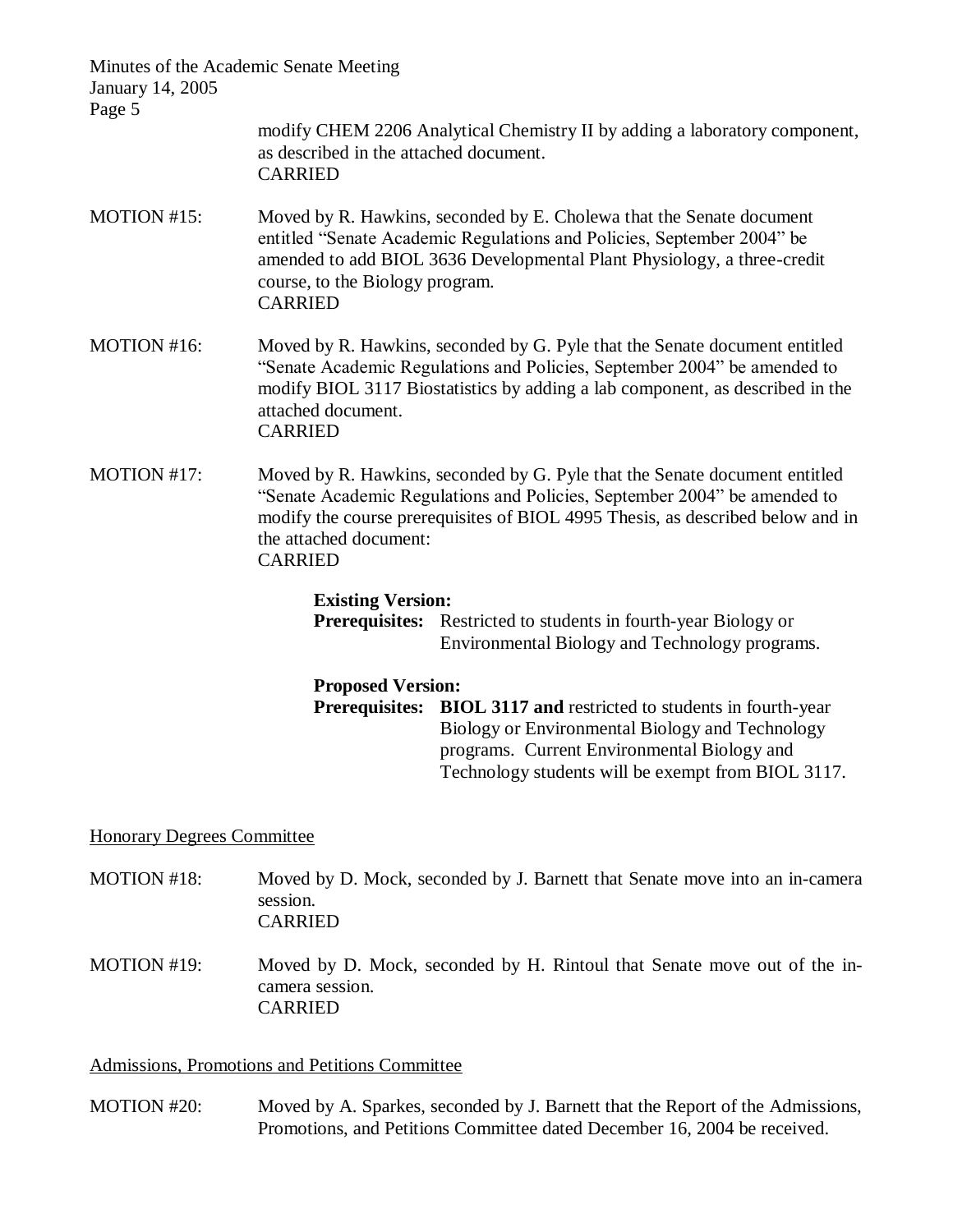modify CHEM 2206 Analytical Chemistry II by adding a laboratory component, as described in the attached document.
CARRIED

MOTION #15: Moved by R. Hawkins, seconded by E. Cholewa that the Senate document entitled "Senate Academic Regulations and Policies, September 2004" be amended to add BIOL 3636 Developmental Plant Physiology, a three-credit course, to the Biology program.
CARRIED

MOTION #16: Moved by R. Hawkins, seconded by G. Pyle that the Senate document entitled "Senate Academic Regulations and Policies, September 2004" be amended to modify BIOL 3117 Biostatistics by adding a lab component, as described in the attached document.
CARRIED

MOTION #17: Moved by R. Hawkins, seconded by G. Pyle that the Senate document entitled "Senate Academic Regulations and Policies, September 2004" be amended to modify the course prerequisites of BIOL 4995 Thesis, as described below and in the attached document:
CARRIED

**Existing Version:**
**Prerequisites:** Restricted to students in fourth-year Biology or Environmental Biology and Technology programs.

**Proposed Version:**
**Prerequisites:** **BIOL 3117 and** restricted to students in fourth-year Biology or Environmental Biology and Technology programs. Current Environmental Biology and Technology students will be exempt from BIOL 3117.

<u>Honorary Degrees Committee</u>

MOTION #18: Moved by D. Mock, seconded by J. Barnett that Senate move into an in-camera session.
CARRIED

MOTION #19: Moved by D. Mock, seconded by H. Rintoul that Senate move out of the in-camera session.
CARRIED

<u>Admissions, Promotions and Petitions Committee</u>

MOTION #20: Moved by A. Sparkes, seconded by J. Barnett that the Report of the Admissions, Promotions, and Petitions Committee dated December 16, 2004 be received.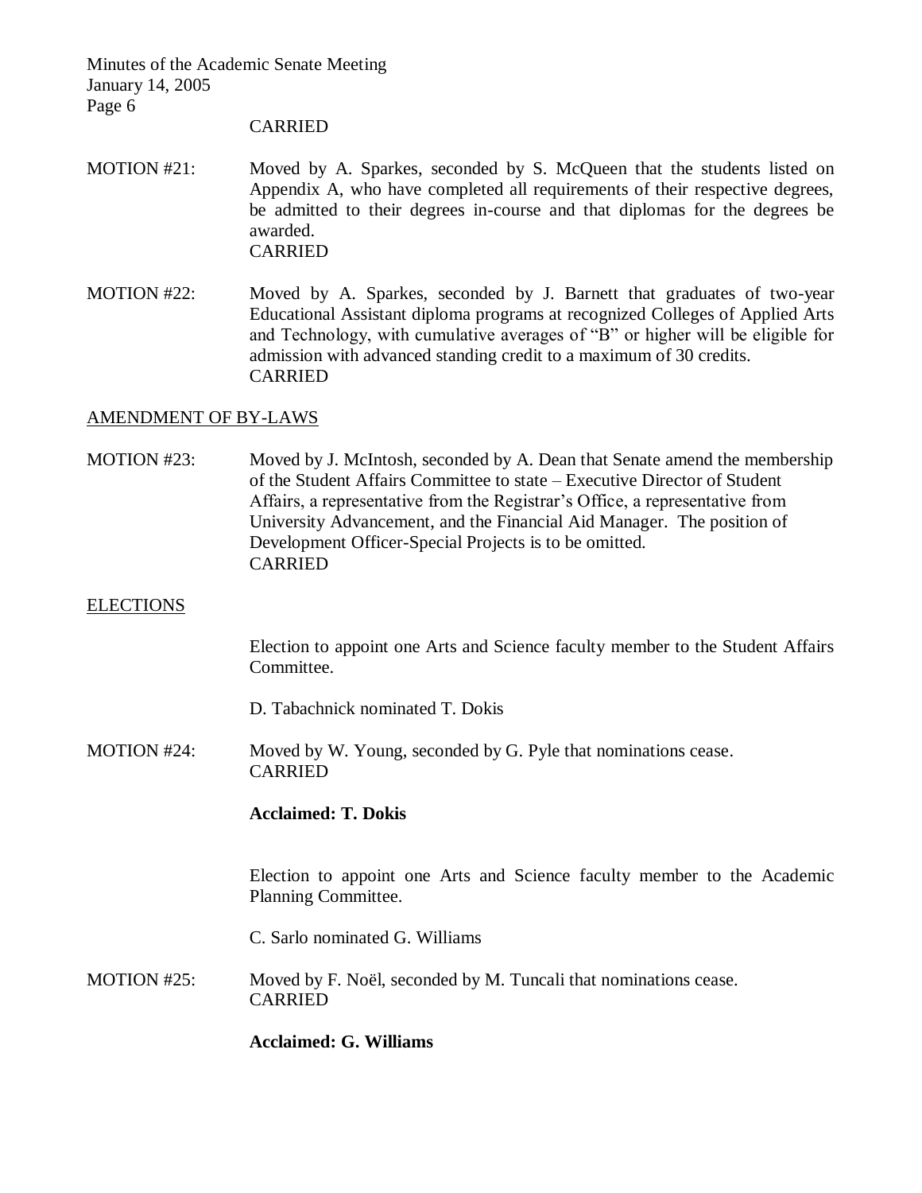CARRIED

MOTION #21: Moved by A. Sparkes, seconded by S. McQueen that the students listed on Appendix A, who have completed all requirements of their respective degrees, be admitted to their degrees in-course and that diplomas for the degrees be awarded.
CARRIED

MOTION #22: Moved by A. Sparkes, seconded by J. Barnett that graduates of two-year Educational Assistant diploma programs at recognized Colleges of Applied Arts and Technology, with cumulative averages of "B" or higher will be eligible for admission with advanced standing credit to a maximum of 30 credits.
CARRIED

## AMENDMENT OF BY-LAWS

MOTION #23: Moved by J. McIntosh, seconded by A. Dean that Senate amend the membership of the Student Affairs Committee to state – Executive Director of Student Affairs, a representative from the Registrar's Office, a representative from University Advancement, and the Financial Aid Manager. The position of Development Officer-Special Projects is to be omitted.
CARRIED

## ELECTIONS

Election to appoint one Arts and Science faculty member to the Student Affairs Committee.

D. Tabachnick nominated T. Dokis

MOTION #24: Moved by W. Young, seconded by G. Pyle that nominations cease.
CARRIED

**Acclaimed: T. Dokis**

Election to appoint one Arts and Science faculty member to the Academic Planning Committee.

C. Sarlo nominated G. Williams

MOTION #25: Moved by F. Noël, seconded by M. Tuncali that nominations cease.
CARRIED

**Acclaimed: G. Williams**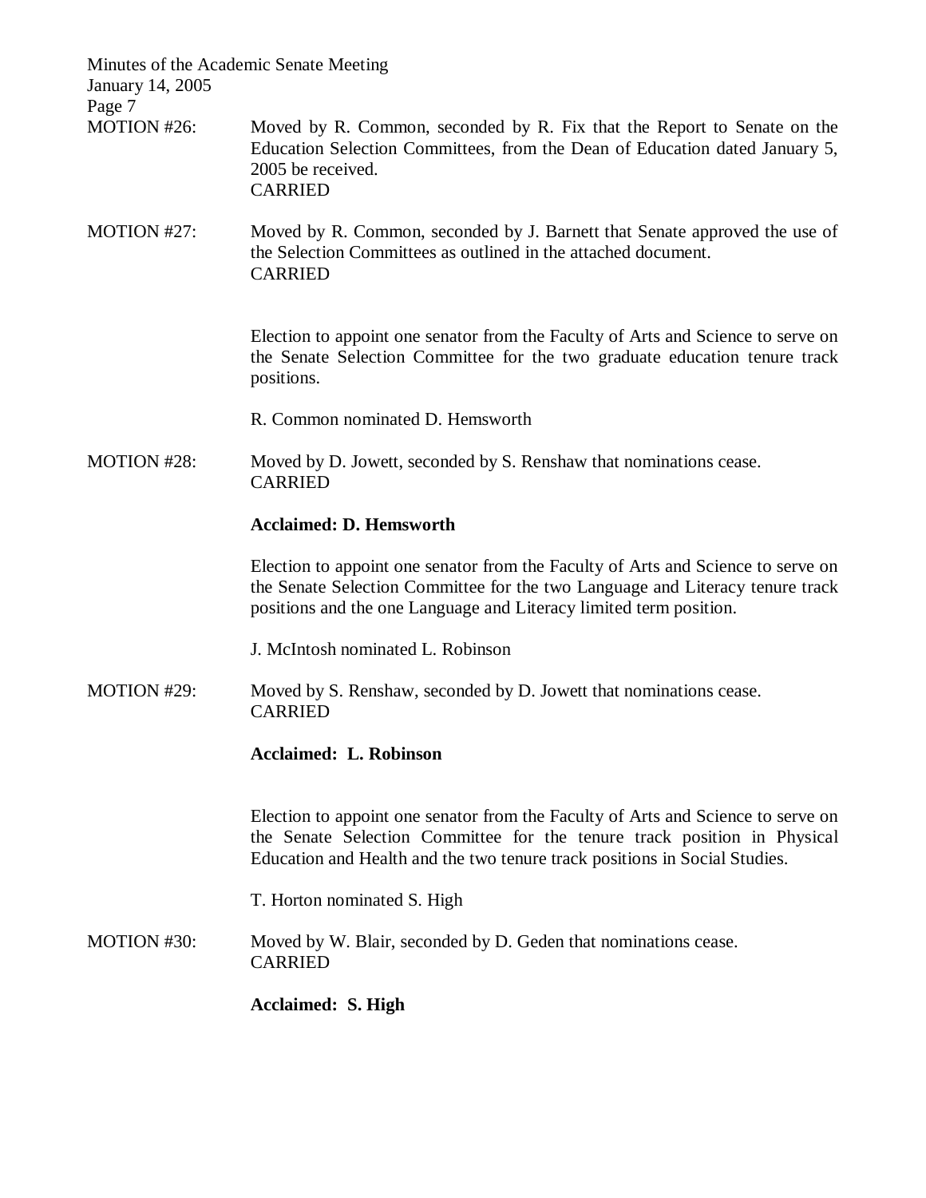MOTION #26: Moved by R. Common, seconded by R. Fix that the Report to Senate on the Education Selection Committees, from the Dean of Education dated January 5, 2005 be received.
CARRIED

MOTION #27: Moved by R. Common, seconded by J. Barnett that Senate approved the use of the Selection Committees as outlined in the attached document.
CARRIED

Election to appoint one senator from the Faculty of Arts and Science to serve on the Senate Selection Committee for the two graduate education tenure track positions.

R. Common nominated D. Hemsworth

MOTION #28: Moved by D. Jowett, seconded by S. Renshaw that nominations cease.
CARRIED

**Acclaimed: D. Hemsworth**

Election to appoint one senator from the Faculty of Arts and Science to serve on the Senate Selection Committee for the two Language and Literacy tenure track positions and the one Language and Literacy limited term position.

J. McIntosh nominated L. Robinson

MOTION #29: Moved by S. Renshaw, seconded by D. Jowett that nominations cease.
CARRIED

**Acclaimed: L. Robinson**

Election to appoint one senator from the Faculty of Arts and Science to serve on the Senate Selection Committee for the tenure track position in Physical Education and Health and the two tenure track positions in Social Studies.

T. Horton nominated S. High

MOTION #30: Moved by W. Blair, seconded by D. Geden that nominations cease.
CARRIED

**Acclaimed: S. High**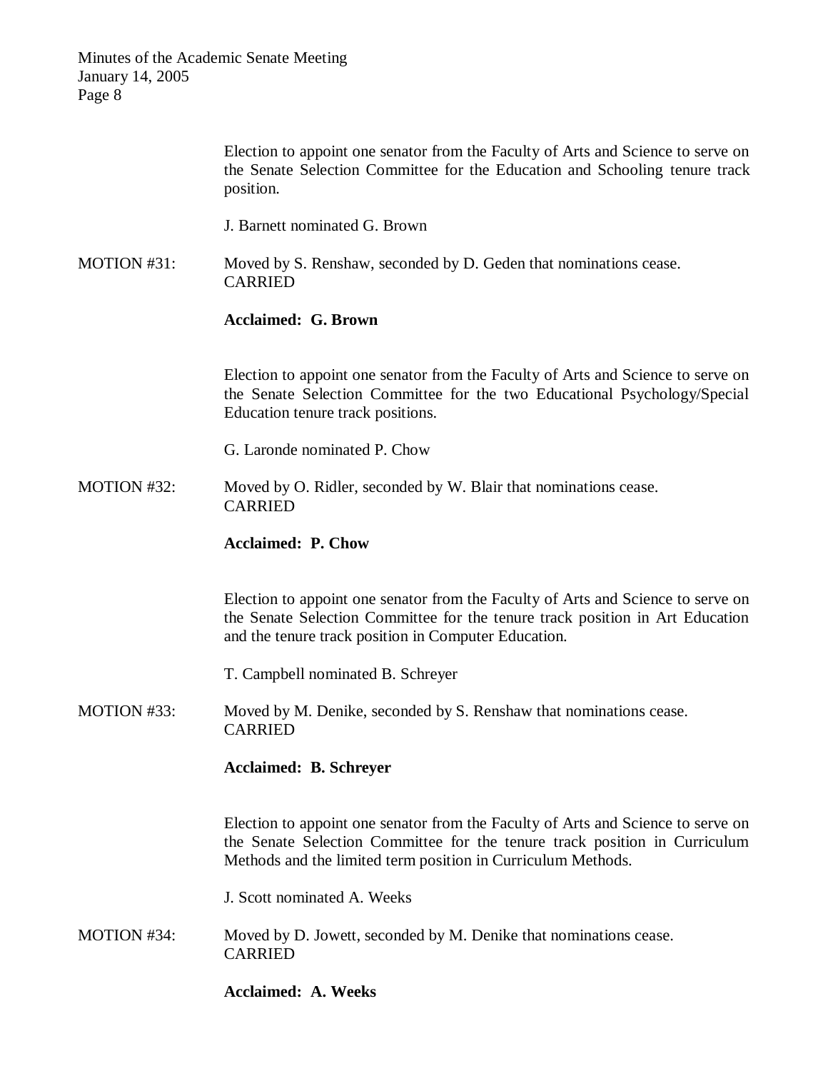Election to appoint one senator from the Faculty of Arts and Science to serve on the Senate Selection Committee for the Education and Schooling tenure track position.

J. Barnett nominated G. Brown

MOTION #31: Moved by S. Renshaw, seconded by D. Geden that nominations cease.
CARRIED

**Acclaimed: G. Brown**

Election to appoint one senator from the Faculty of Arts and Science to serve on the Senate Selection Committee for the two Educational Psychology/Special Education tenure track positions.

G. Laronde nominated P. Chow

MOTION #32: Moved by O. Ridler, seconded by W. Blair that nominations cease.
CARRIED

**Acclaimed: P. Chow**

Election to appoint one senator from the Faculty of Arts and Science to serve on the Senate Selection Committee for the tenure track position in Art Education and the tenure track position in Computer Education.

T. Campbell nominated B. Schreyer

MOTION #33: Moved by M. Denike, seconded by S. Renshaw that nominations cease.
CARRIED

**Acclaimed: B. Schreyer**

Election to appoint one senator from the Faculty of Arts and Science to serve on the Senate Selection Committee for the tenure track position in Curriculum Methods and the limited term position in Curriculum Methods.

J. Scott nominated A. Weeks

MOTION #34: Moved by D. Jowett, seconded by M. Denike that nominations cease.
CARRIED

**Acclaimed: A. Weeks**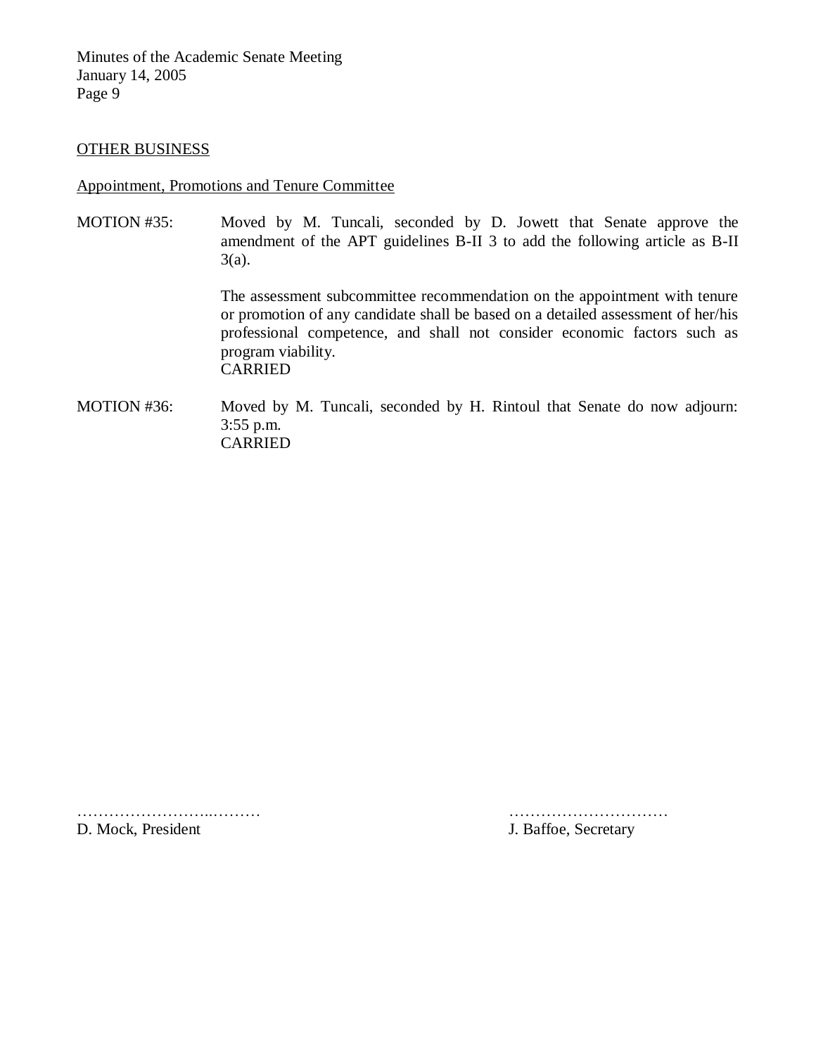## OTHER BUSINESS

### Appointment, Promotions and Tenure Committee

MOTION #35: Moved by M. Tuncali, seconded by D. Jowett that Senate approve the amendment of the APT guidelines B-II 3 to add the following article as B-II 3(a).

The assessment subcommittee recommendation on the appointment with tenure or promotion of any candidate shall be based on a detailed assessment of her/his professional competence, and shall not consider economic factors such as program viability.
CARRIED

MOTION #36: Moved by M. Tuncali, seconded by H. Rintoul that Senate do now adjourn: 3:55 p.m.
CARRIED

……………………..……… ………………………… 
D. Mock, President J. Baffoe, Secretary